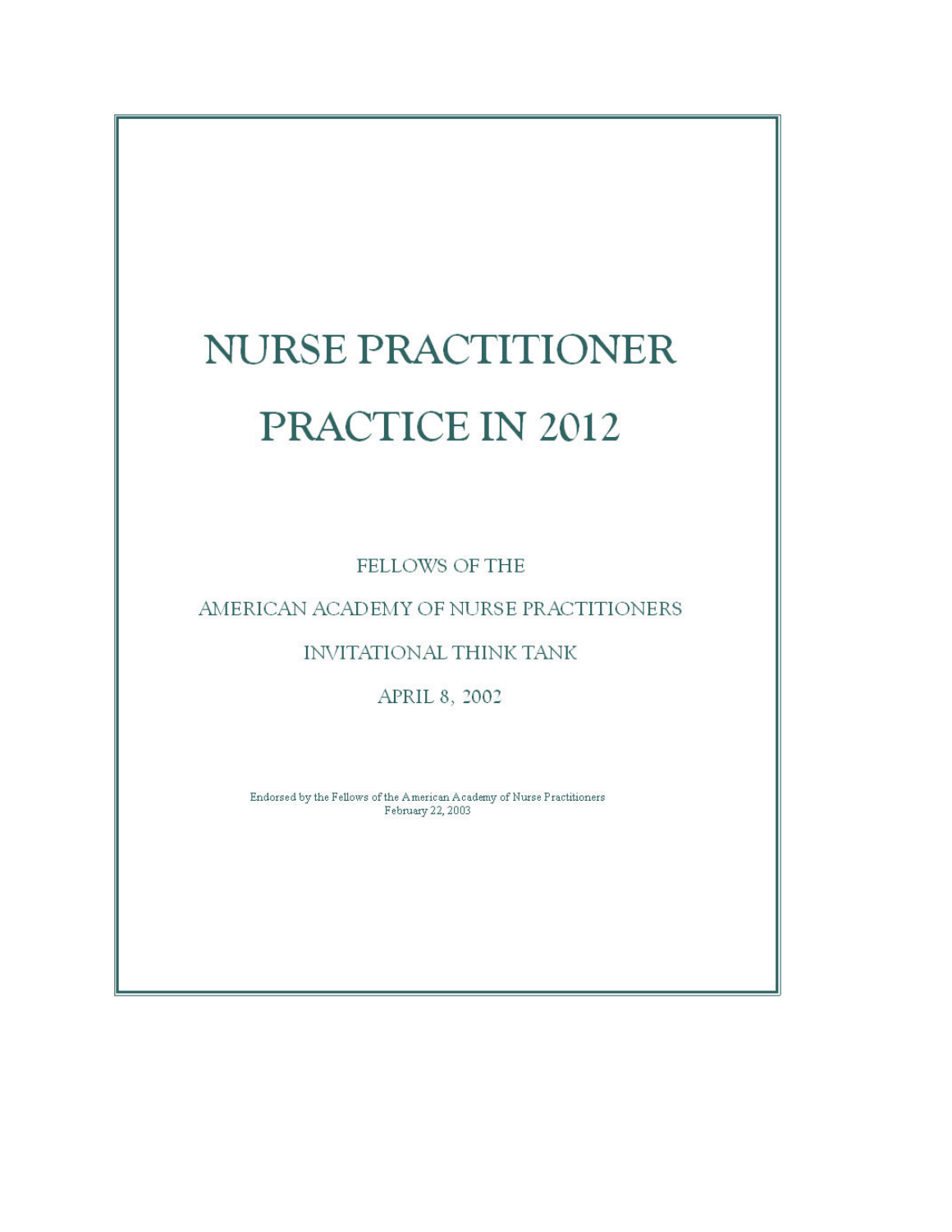# NURSE PRACTITIONER PRACTICE IN 2012

FELLOWS OF THE

AMERICAN ACADEMY OF NURSE PRACTITIONERS

INVITATIONAL THINK TANK

APRIL 8, 2002

Endorsed by the Fellows of the American Academy of Nurse Practitioners
February 22, 2003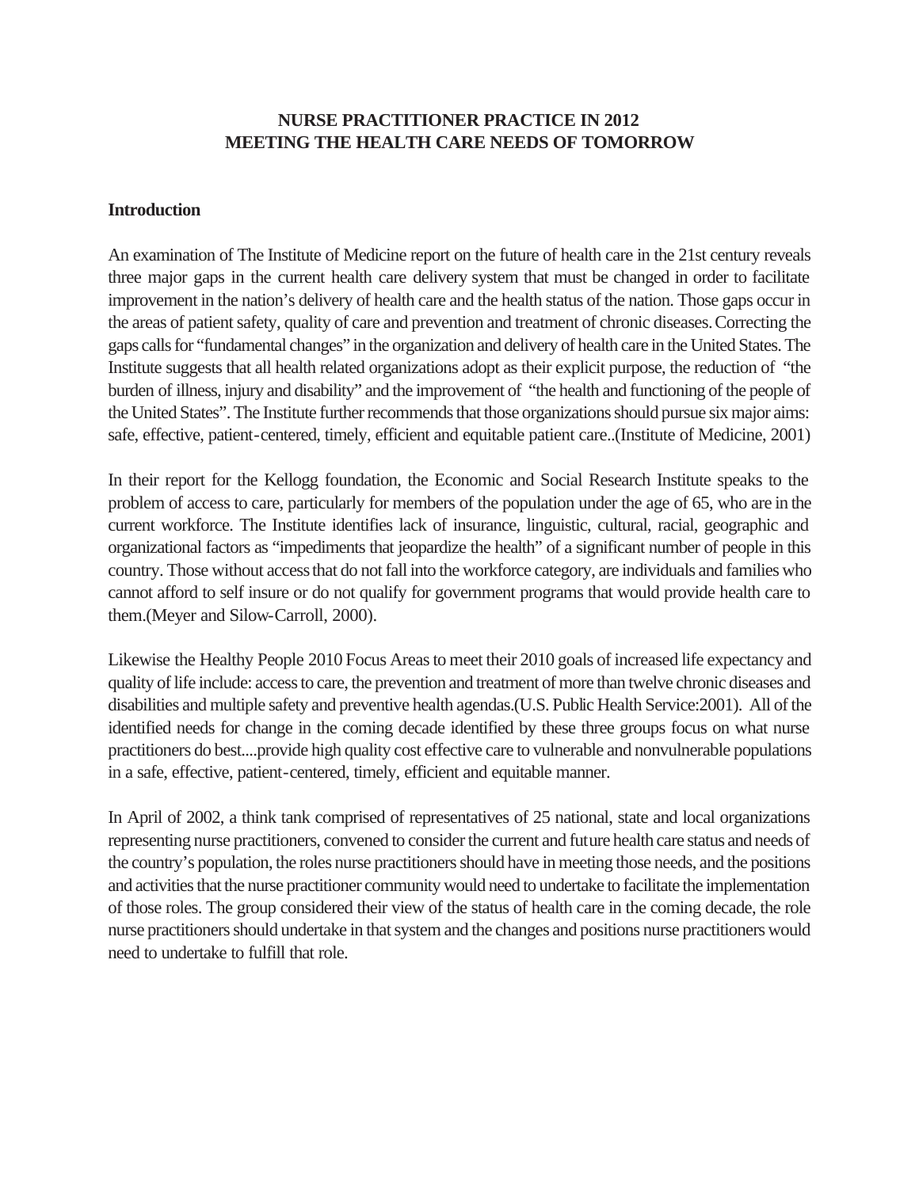**NURSE PRACTITIONER PRACTICE IN 2012**
**MEETING THE HEALTH CARE NEEDS OF TOMORROW**

## Introduction

An examination of The Institute of Medicine report on the future of health care in the 21st century reveals three major gaps in the current health care delivery system that must be changed in order to facilitate improvement in the nation's delivery of health care and the health status of the nation. Those gaps occur in the areas of patient safety, quality of care and prevention and treatment of chronic diseases. Correcting the gaps calls for "fundamental changes" in the organization and delivery of health care in the United States. The Institute suggests that all health related organizations adopt as their explicit purpose, the reduction of "the burden of illness, injury and disability" and the improvement of "the health and functioning of the people of the United States". The Institute further recommends that those organizations should pursue six major aims: safe, effective, patient-centered, timely, efficient and equitable patient care..(Institute of Medicine, 2001)

In their report for the Kellogg foundation, the Economic and Social Research Institute speaks to the problem of access to care, particularly for members of the population under the age of 65, who are in the current workforce. The Institute identifies lack of insurance, linguistic, cultural, racial, geographic and organizational factors as "impediments that jeopardize the health" of a significant number of people in this country. Those without access that do not fall into the workforce category, are individuals and families who cannot afford to self insure or do not qualify for government programs that would provide health care to them.(Meyer and Silow-Carroll, 2000).

Likewise the Healthy People 2010 Focus Areas to meet their 2010 goals of increased life expectancy and quality of life include: access to care, the prevention and treatment of more than twelve chronic diseases and disabilities and multiple safety and preventive health agendas.(U.S. Public Health Service:2001). All of the identified needs for change in the coming decade identified by these three groups focus on what nurse practitioners do best....provide high quality cost effective care to vulnerable and nonvulnerable populations in a safe, effective, patient-centered, timely, efficient and equitable manner.

In April of 2002, a think tank comprised of representatives of 25 national, state and local organizations representing nurse practitioners, convened to consider the current and future health care status and needs of the country's population, the roles nurse practitioners should have in meeting those needs, and the positions and activities that the nurse practitioner community would need to undertake to facilitate the implementation of those roles. The group considered their view of the status of health care in the coming decade, the role nurse practitioners should undertake in that system and the changes and positions nurse practitioners would need to undertake to fulfill that role.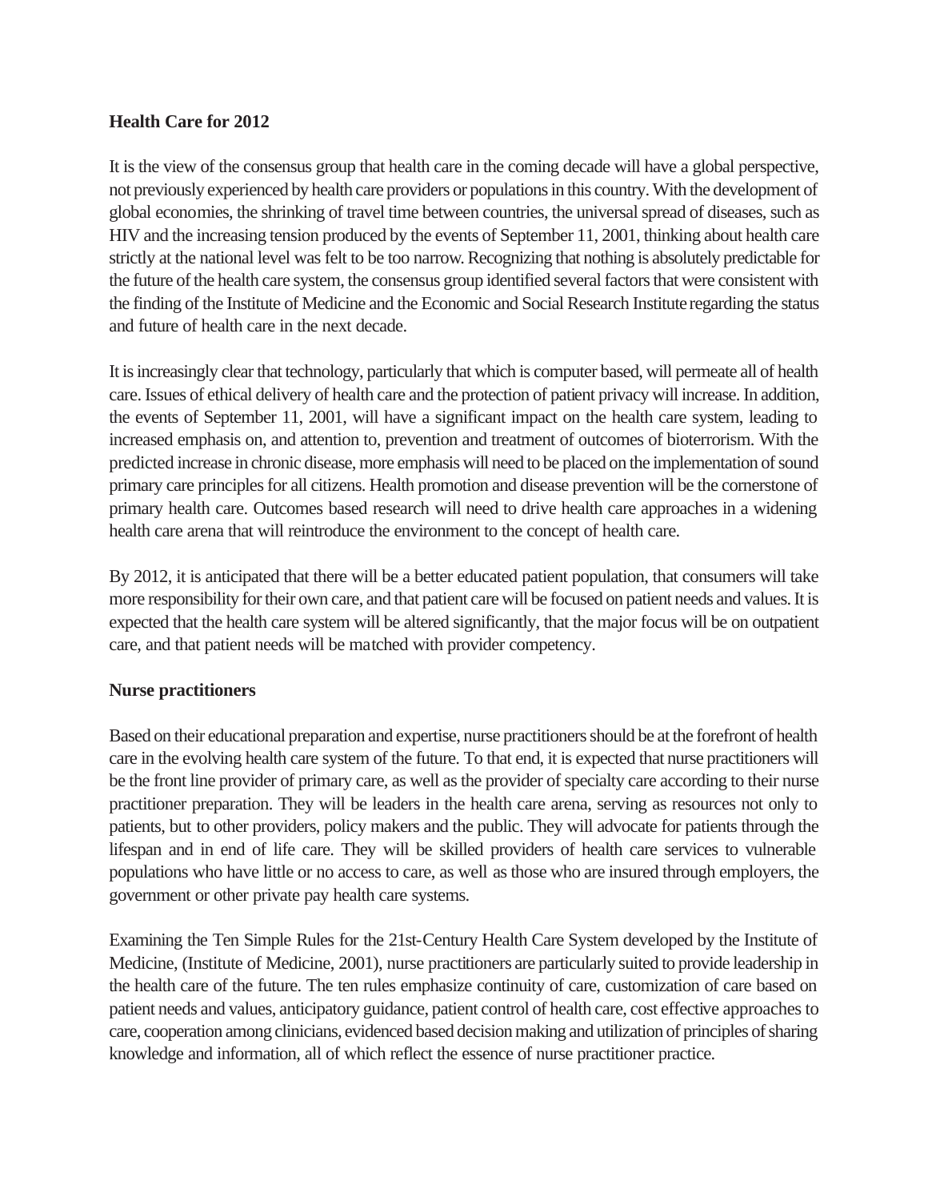**Health Care for 2012**

It is the view of the consensus group that health care in the coming decade will have a global perspective, not previously experienced by health care providers or populations in this country. With the development of global economies, the shrinking of travel time between countries, the universal spread of diseases, such as HIV and the increasing tension produced by the events of September 11, 2001, thinking about health care strictly at the national level was felt to be too narrow. Recognizing that nothing is absolutely predictable for the future of the health care system, the consensus group identified several factors that were consistent with the finding of the Institute of Medicine and the Economic and Social Research Institute regarding the status and future of health care in the next decade.

It is increasingly clear that technology, particularly that which is computer based, will permeate all of health care. Issues of ethical delivery of health care and the protection of patient privacy will increase. In addition, the events of September 11, 2001, will have a significant impact on the health care system, leading to increased emphasis on, and attention to, prevention and treatment of outcomes of bioterrorism. With the predicted increase in chronic disease, more emphasis will need to be placed on the implementation of sound primary care principles for all citizens. Health promotion and disease prevention will be the cornerstone of primary health care. Outcomes based research will need to drive health care approaches in a widening health care arena that will reintroduce the environment to the concept of health care.

By 2012, it is anticipated that there will be a better educated patient population, that consumers will take more responsibility for their own care, and that patient care will be focused on patient needs and values. It is expected that the health care system will be altered significantly, that the major focus will be on outpatient care, and that patient needs will be matched with provider competency.

**Nurse practitioners**

Based on their educational preparation and expertise, nurse practitioners should be at the forefront of health care in the evolving health care system of the future. To that end, it is expected that nurse practitioners will be the front line provider of primary care, as well as the provider of specialty care according to their nurse practitioner preparation. They will be leaders in the health care arena, serving as resources not only to patients, but to other providers, policy makers and the public. They will advocate for patients through the lifespan and in end of life care. They will be skilled providers of health care services to vulnerable populations who have little or no access to care, as well as those who are insured through employers, the government or other private pay health care systems.

Examining the Ten Simple Rules for the 21st-Century Health Care System developed by the Institute of Medicine, (Institute of Medicine, 2001), nurse practitioners are particularly suited to provide leadership in the health care of the future. The ten rules emphasize continuity of care, customization of care based on patient needs and values, anticipatory guidance, patient control of health care, cost effective approaches to care, cooperation among clinicians, evidenced based decision making and utilization of principles of sharing knowledge and information, all of which reflect the essence of nurse practitioner practice.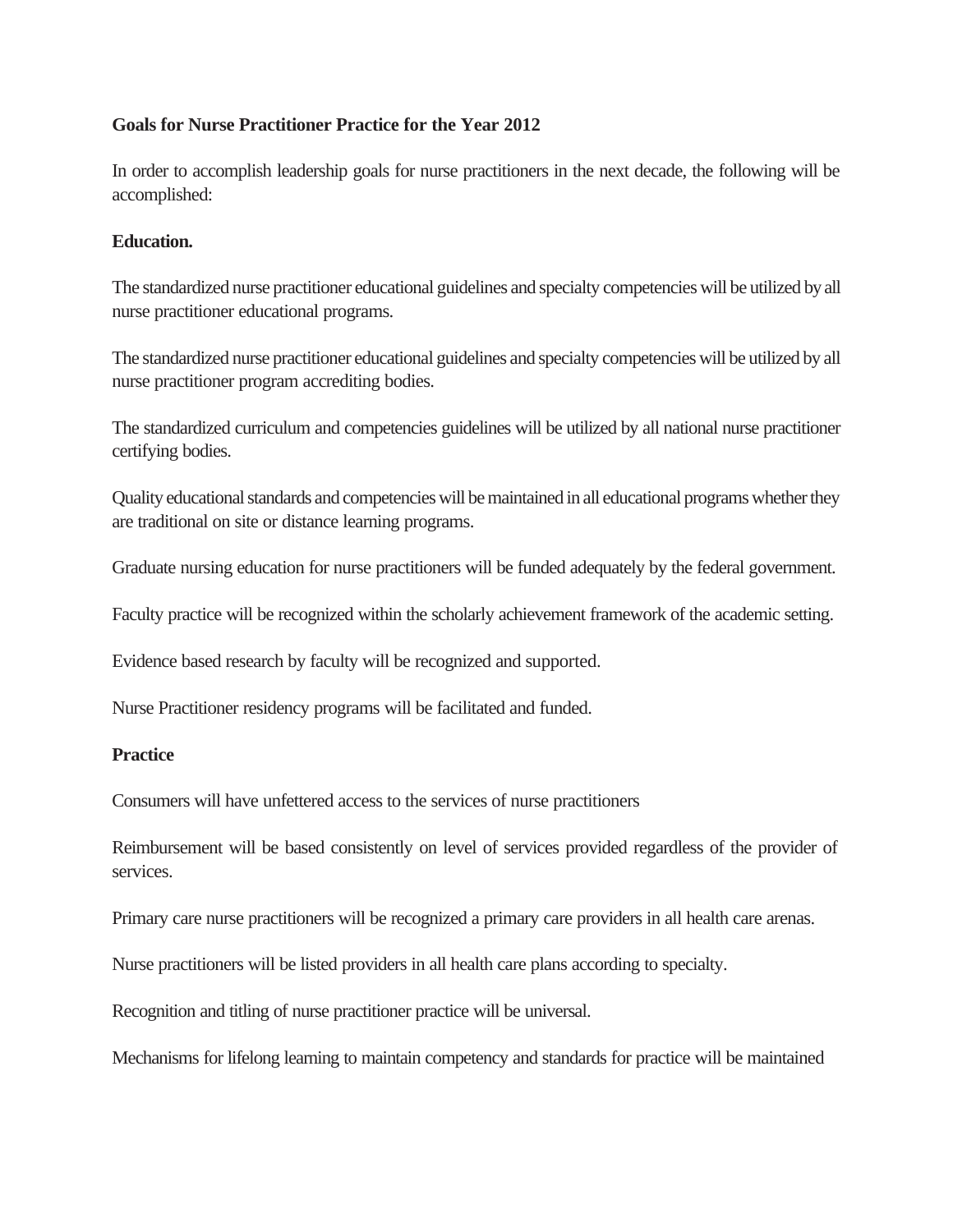**Goals for Nurse Practitioner Practice for the Year 2012**

In order to accomplish leadership goals for nurse practitioners in the next decade, the following will be accomplished:

**Education.**

The standardized nurse practitioner educational guidelines and specialty competencies will be utilized by all nurse practitioner educational programs.

The standardized nurse practitioner educational guidelines and specialty competencies will be utilized by all nurse practitioner program accrediting bodies.

The standardized curriculum and competencies guidelines will be utilized by all national nurse practitioner certifying bodies.

Quality educational standards and competencies will be maintained in all educational programs whether they are traditional on site or distance learning programs.

Graduate nursing education for nurse practitioners will be funded adequately by the federal government.

Faculty practice will be recognized within the scholarly achievement framework of the academic setting.

Evidence based research by faculty will be recognized and supported.

Nurse Practitioner residency programs will be facilitated and funded.

**Practice**

Consumers will have unfettered access to the services of nurse practitioners

Reimbursement will be based consistently on level of services provided regardless of the provider of services.

Primary care nurse practitioners will be recognized a primary care providers in all health care arenas.

Nurse practitioners will be listed providers in all health care plans according to specialty.

Recognition and titling of nurse practitioner practice will be universal.

Mechanisms for lifelong learning to maintain competency and standards for practice will be maintained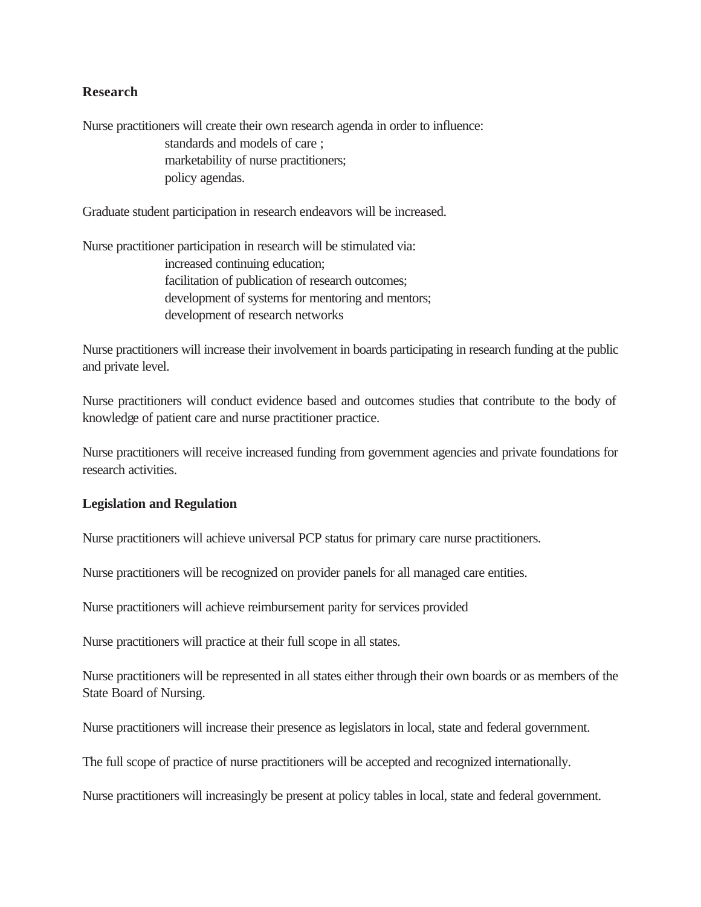## Research

Nurse practitioners will create their own research agenda in order to influence:

- standards and models of care ;
- marketability of nurse practitioners;
- policy agendas.

Graduate student participation in research endeavors will be increased.

Nurse practitioner participation in research will be stimulated via:

- increased continuing education;
- facilitation of publication of research outcomes;
- development of systems for mentoring and mentors;
- development of research networks

Nurse practitioners will increase their involvement in boards participating in research funding at the public and private level.

Nurse practitioners will conduct evidence based and outcomes studies that contribute to the body of knowledge of patient care and nurse practitioner practice.

Nurse practitioners will receive increased funding from government agencies and private foundations for research activities.

## Legislation and Regulation

Nurse practitioners will achieve universal PCP status for primary care nurse practitioners.

Nurse practitioners will be recognized on provider panels for all managed care entities.

Nurse practitioners will achieve reimbursement parity for services provided

Nurse practitioners will practice at their full scope in all states.

Nurse practitioners will be represented in all states either through their own boards or as members of the State Board of Nursing.

Nurse practitioners will increase their presence as legislators in local, state and federal government.

The full scope of practice of nurse practitioners will be accepted and recognized internationally.

Nurse practitioners will increasingly be present at policy tables in local, state and federal government.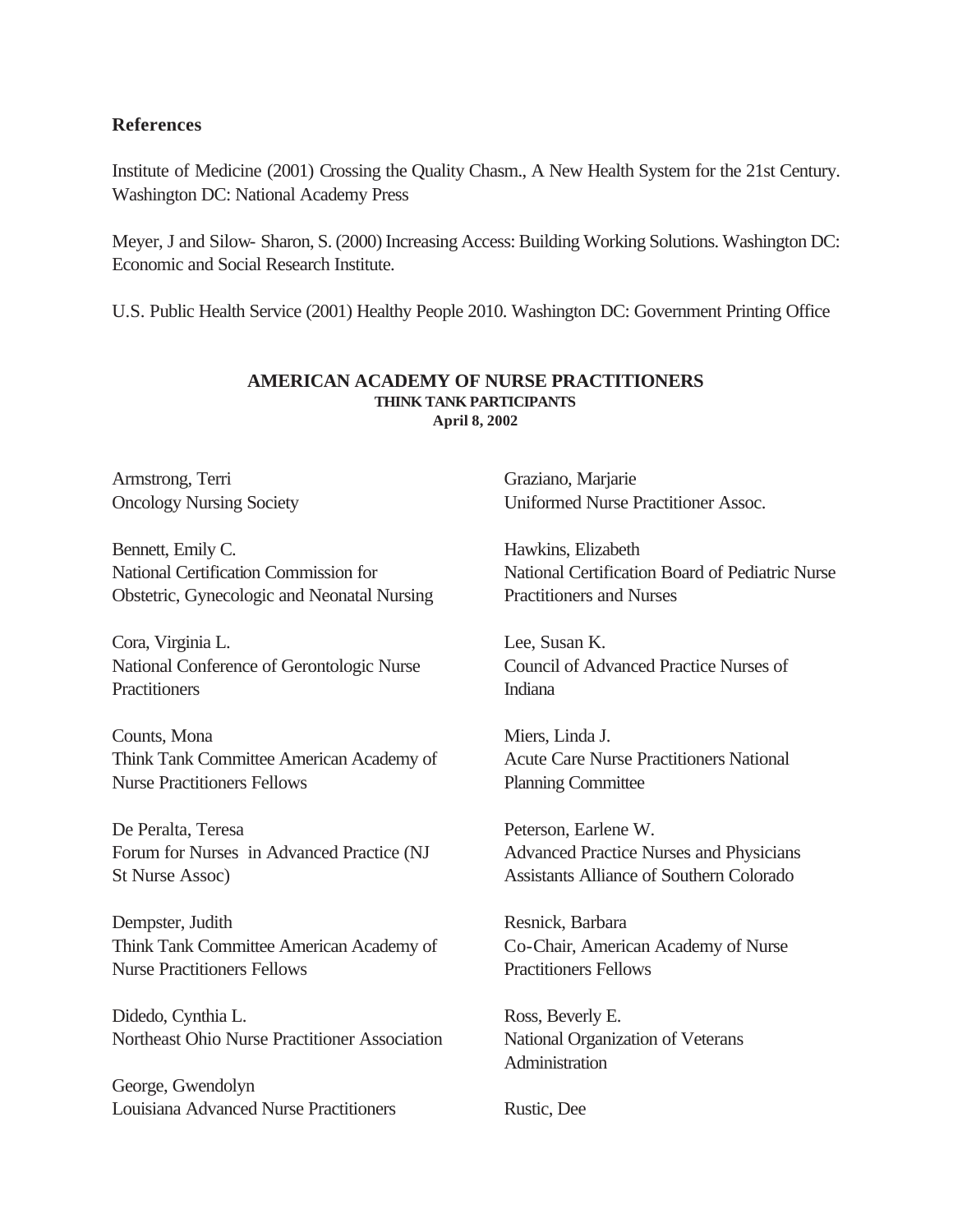## References

Institute of Medicine (2001) Crossing the Quality Chasm., A New Health System for the 21st Century. Washington DC: National Academy Press

Meyer, J and Silow- Sharon, S. (2000) Increasing Access: Building Working Solutions. Washington DC: Economic and Social Research Institute.

U.S. Public Health Service (2001) Healthy People 2010. Washington DC: Government Printing Office

## AMERICAN ACADEMY OF NURSE PRACTITIONERS

**THINK TANK PARTICIPANTS**

**April 8, 2002**

Armstrong, Terri
Oncology Nursing Society

Bennett, Emily C.
National Certification Commission for Obstetric, Gynecologic and Neonatal Nursing

Cora, Virginia L.
National Conference of Gerontologic Nurse Practitioners

Counts, Mona
Think Tank Committee American Academy of Nurse Practitioners Fellows

De Peralta, Teresa
Forum for Nurses in Advanced Practice (NJ St Nurse Assoc)

Dempster, Judith
Think Tank Committee American Academy of Nurse Practitioners Fellows

Didedo, Cynthia L.
Northeast Ohio Nurse Practitioner Association

George, Gwendolyn
Louisiana Advanced Nurse Practitioners

Graziano, Marjarie
Uniformed Nurse Practitioner Assoc.

Hawkins, Elizabeth
National Certification Board of Pediatric Nurse Practitioners and Nurses

Lee, Susan K.
Council of Advanced Practice Nurses of Indiana

Miers, Linda J.
Acute Care Nurse Practitioners National Planning Committee

Peterson, Earlene W.
Advanced Practice Nurses and Physicians Assistants Alliance of Southern Colorado

Resnick, Barbara
Co-Chair, American Academy of Nurse Practitioners Fellows

Ross, Beverly E.
National Organization of Veterans Administration

Rustic, Dee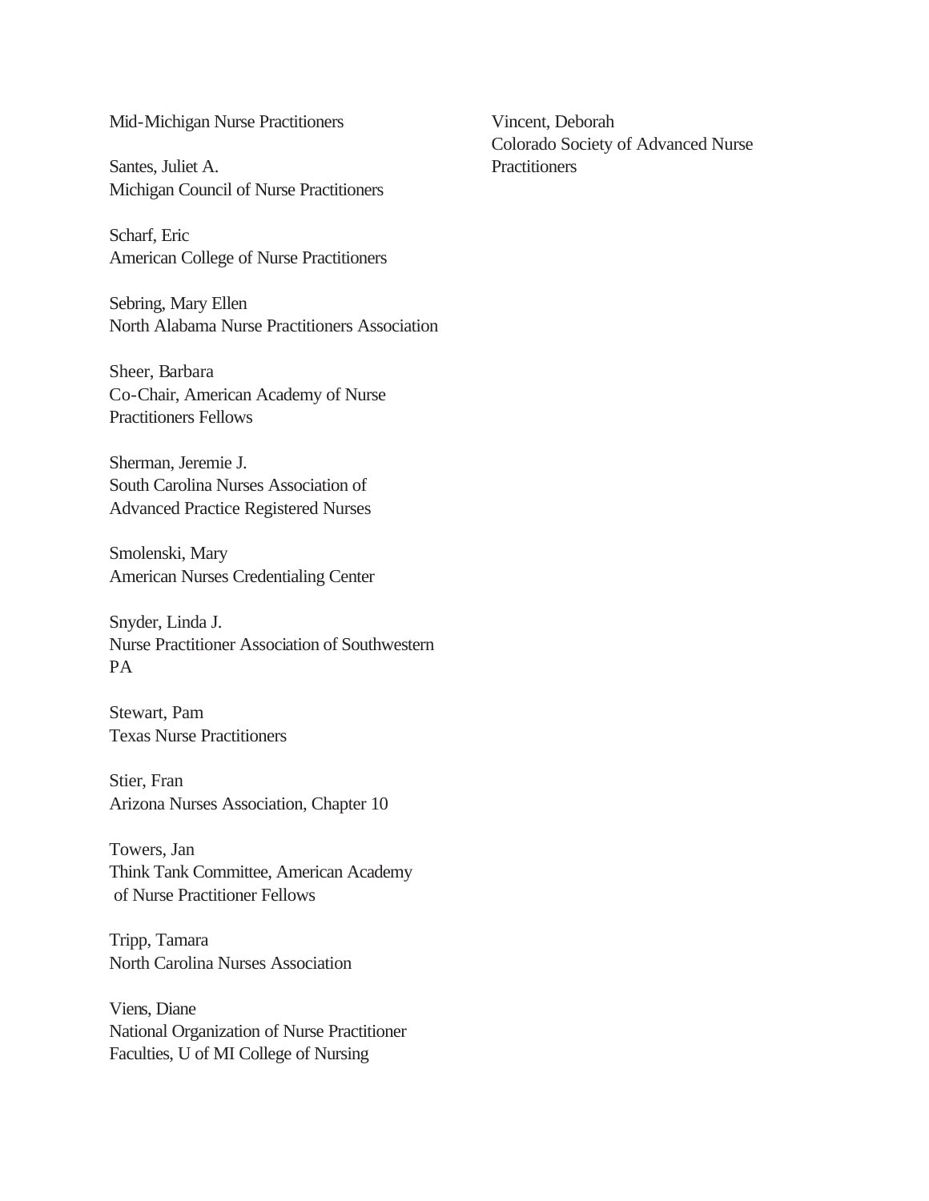Mid-Michigan Nurse Practitioners

Santes, Juliet A.
Michigan Council of Nurse Practitioners

Scharf, Eric
American College of Nurse Practitioners

Sebring, Mary Ellen
North Alabama Nurse Practitioners Association

Sheer, Barbara
Co-Chair, American Academy of Nurse Practitioners Fellows

Sherman, Jeremie J.
South Carolina Nurses Association of Advanced Practice Registered Nurses

Smolenski, Mary
American Nurses Credentialing Center

Snyder, Linda J.
Nurse Practitioner Association of Southwestern PA

Stewart, Pam
Texas Nurse Practitioners

Stier, Fran
Arizona Nurses Association, Chapter 10

Towers, Jan
Think Tank Committee, American Academy of Nurse Practitioner Fellows

Tripp, Tamara
North Carolina Nurses Association

Viens, Diane
National Organization of Nurse Practitioner Faculties, U of MI College of Nursing

Vincent, Deborah
Colorado Society of Advanced Nurse Practitioners